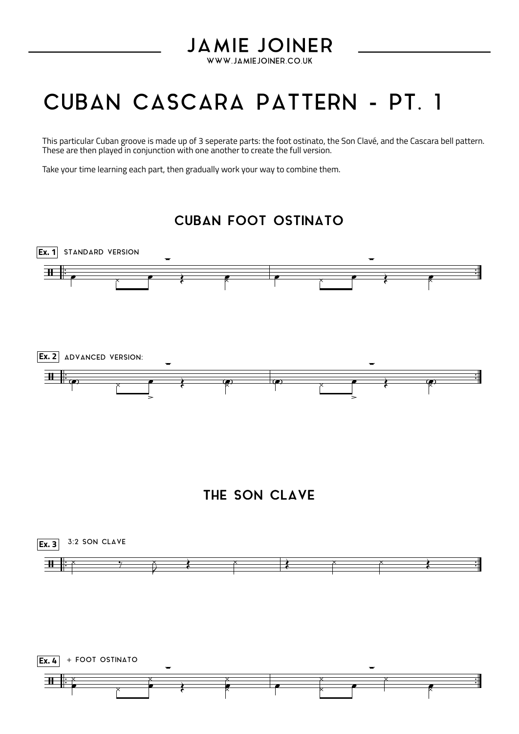# CUBAN CASCARA PATTERN - PT. 1

This particular Cuban groove is made up of 3 seperate parts: the foot ostinato, the Son Clavé, and the Cascara bell pattern. These are then played in conjunction with one another to create the full version.

Take your time learning each part, then gradually work your way to combine them.

## CUBAN FOOT OSTINATO

**Ex. 1** STANDARD VERSION

**Ex. 2** ADVANCED VERSION:

## THE SON CLAVE

**Ex. 3** 3:2 SON CLAVE

**Ex. 4** + FOOT OSTINATO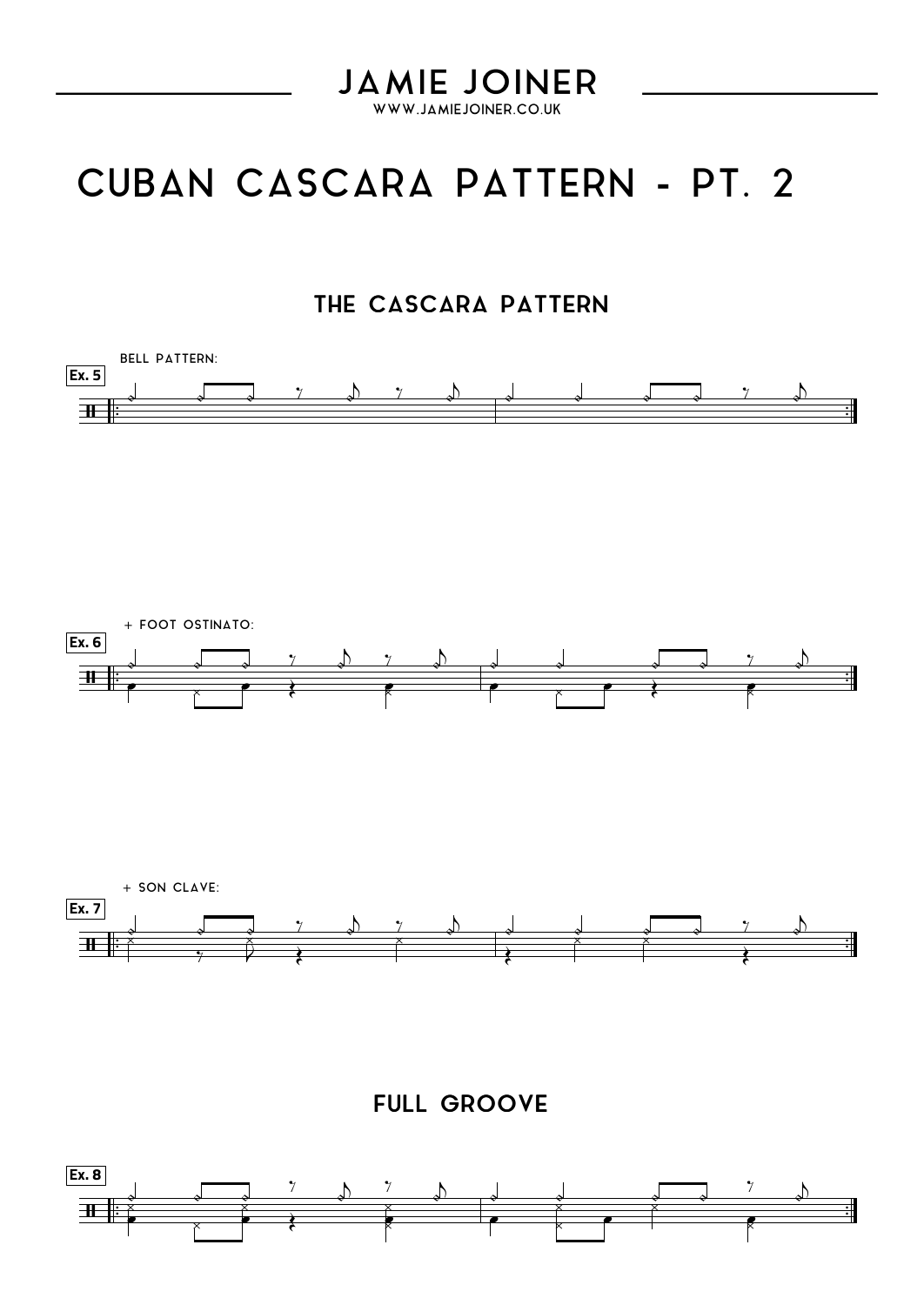# JAMIE JOINER

WWW.JAMIEJOINER.CO.UK

# CUBAN CASCARA PATTERN - PT. 2

## THE CASCARA PATTERN

**Ex. 5**

BELL PATTERN:

**Ex. 6**

+ FOOT OSTINATO:

**Ex. 7**

+ SON CLAVE:

## FULL GROOVE

**Ex. 8**